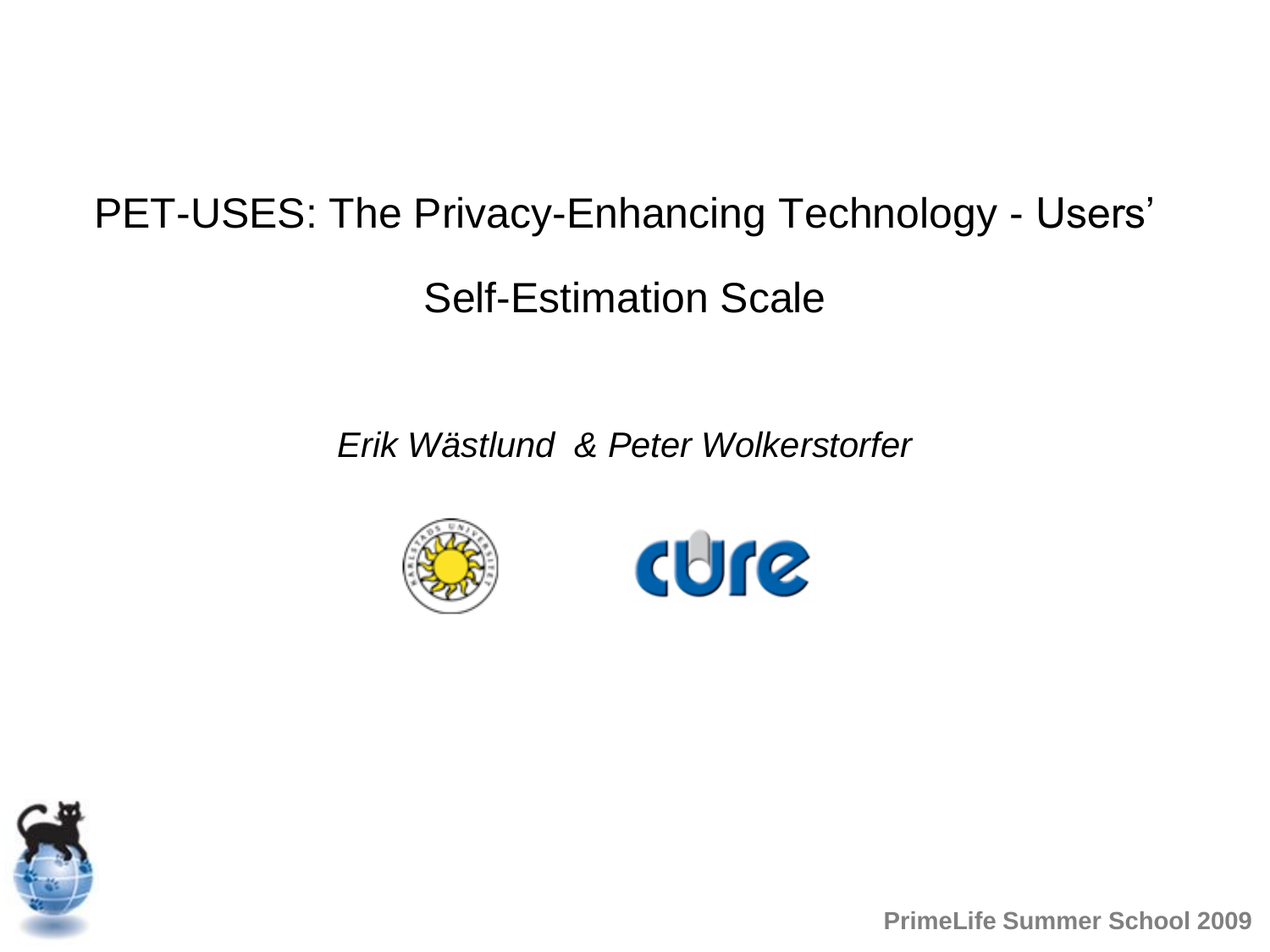# PET-USES: The Privacy-Enhancing Technology - Users' Self-Estimation Scale

*Erik Wästlund & Peter Wolkerstorfer*

PrimeLife Summer School 2009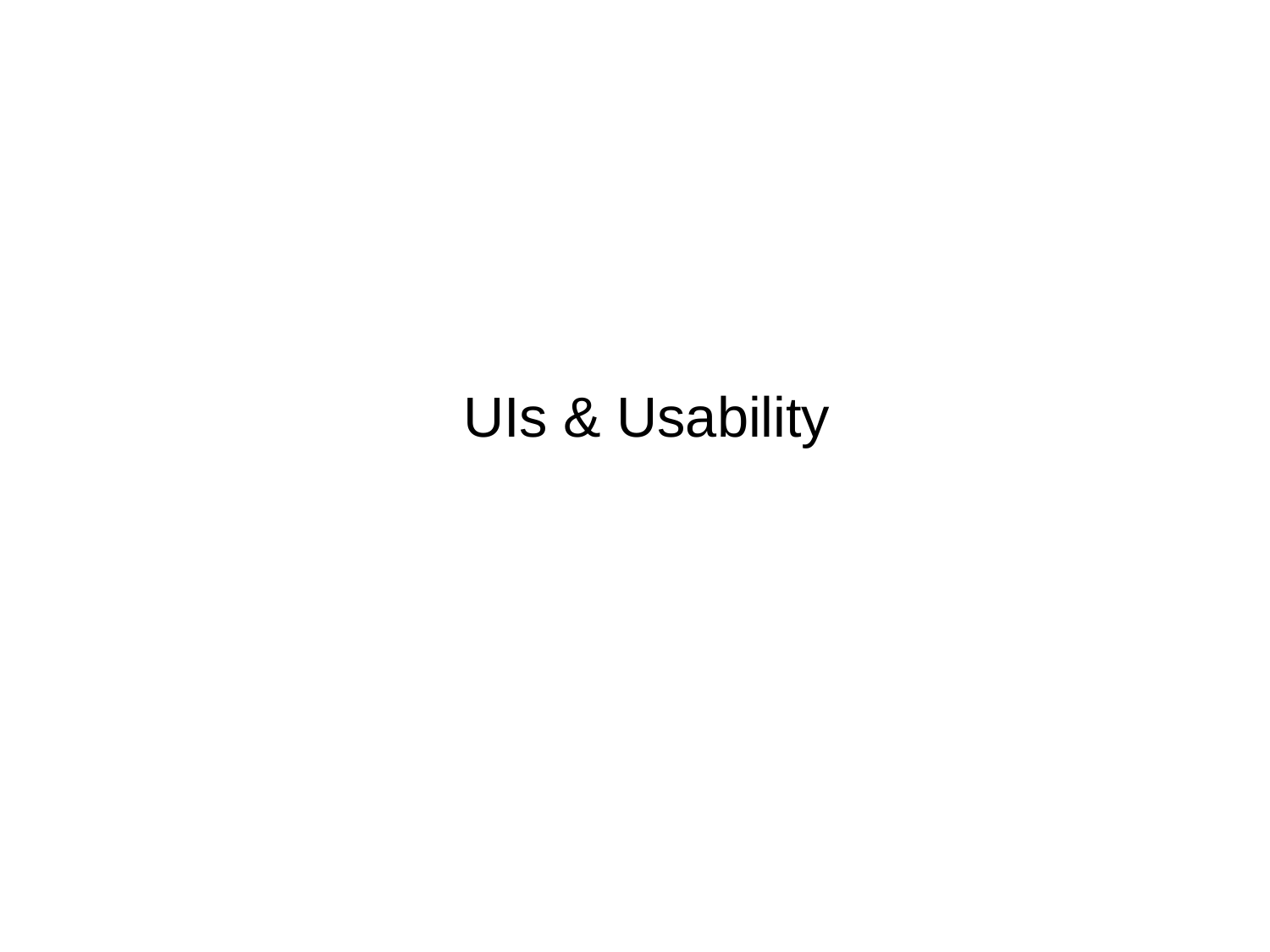# UIs & Usability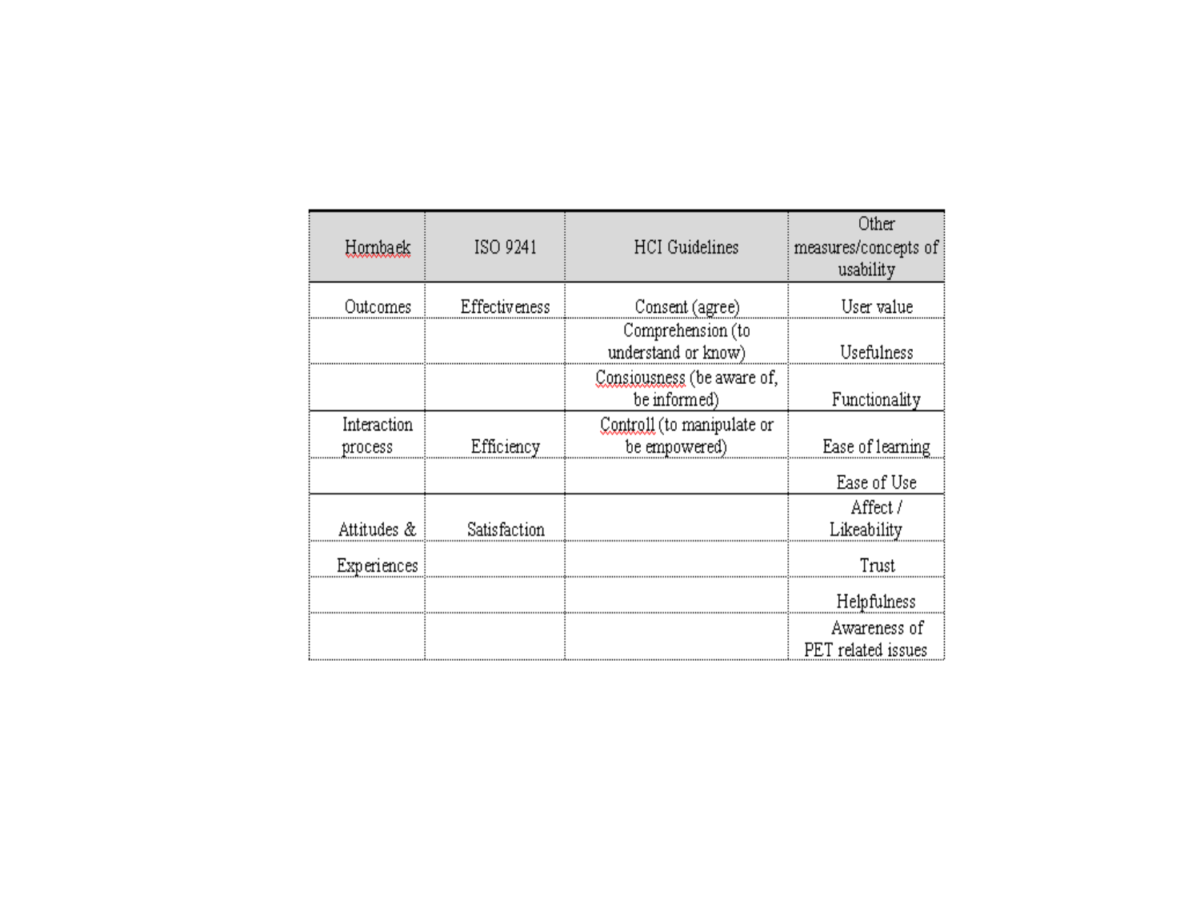| Hornbaek | ISO 9241 | HCI Guidelines | Other measures/concepts of usability |
| --- | --- | --- | --- |
| Outcomes | Effectiveness | Consent (agree) | User value |
| | | Comprehension (to understand or know) | Usefulness |
| | | Consiousness (be aware of, be informed) | Functionality |
| Interaction process | Efficiency | Controll (to manipulate or be empowered) | Ease of learning |
| | | | Ease of Use |
| Attitudes & | Satisfaction | | Affect / Likeability |
| Experiences | | | Trust |
| | | | Helpfulness |
| | | | Awareness of PET related issues |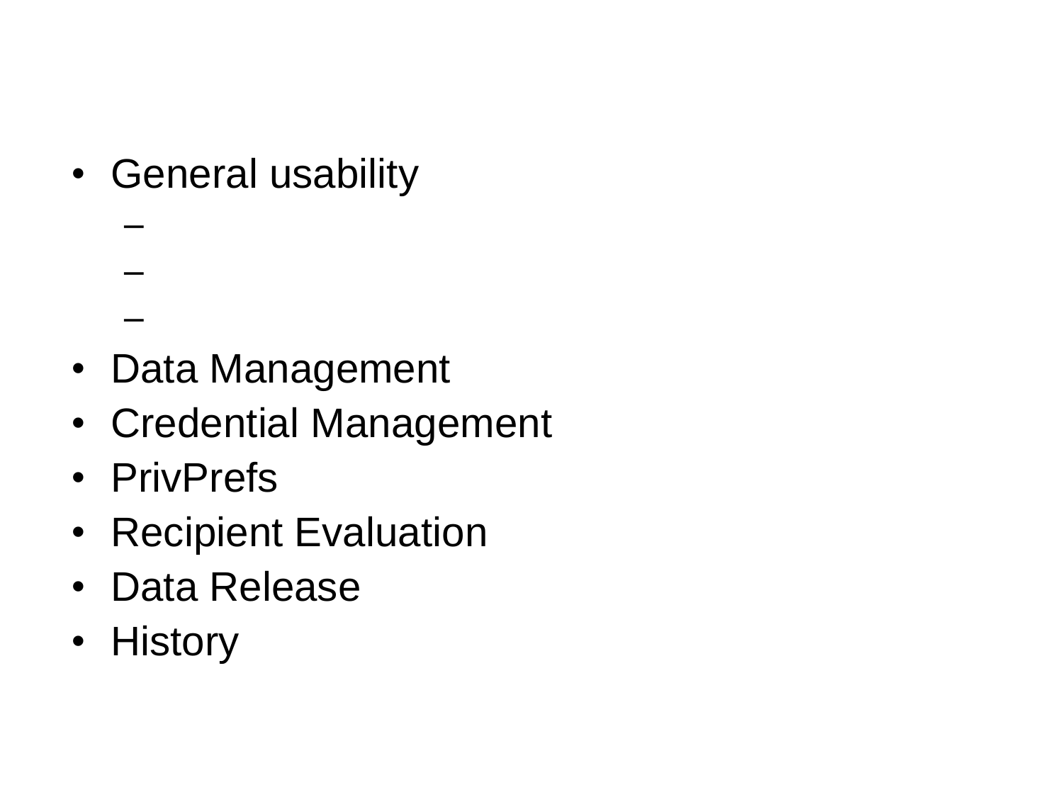- General usability
  - 
  - 
  - 
- Data Management
- Credential Management
- PrivPrefs
- Recipient Evaluation
- Data Release
- History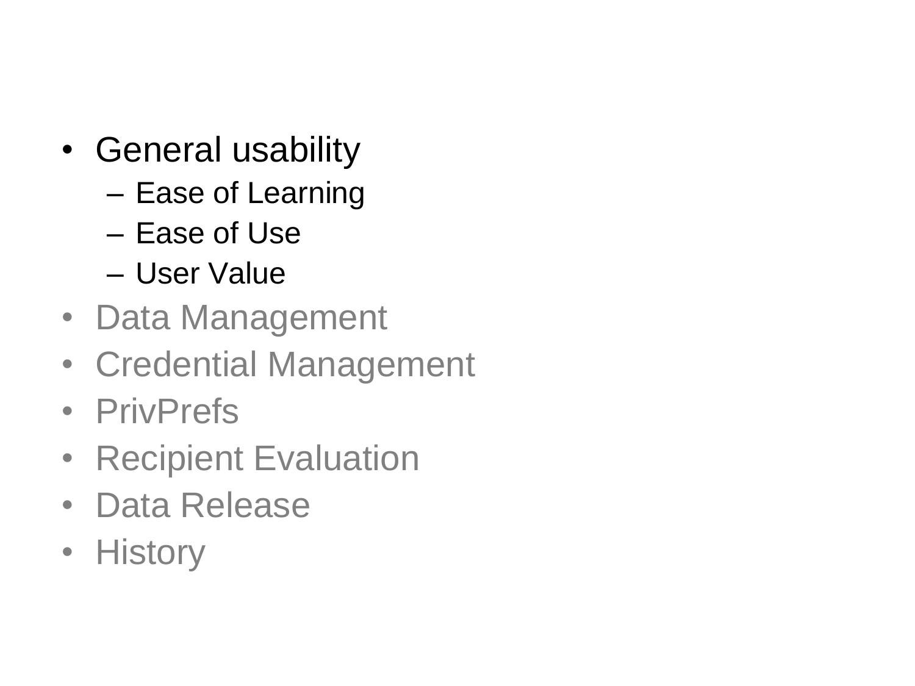- General usability
  - Ease of Learning
  - Ease of Use
  - User Value
- Data Management
- Credential Management
- PrivPrefs
- Recipient Evaluation
- Data Release
- History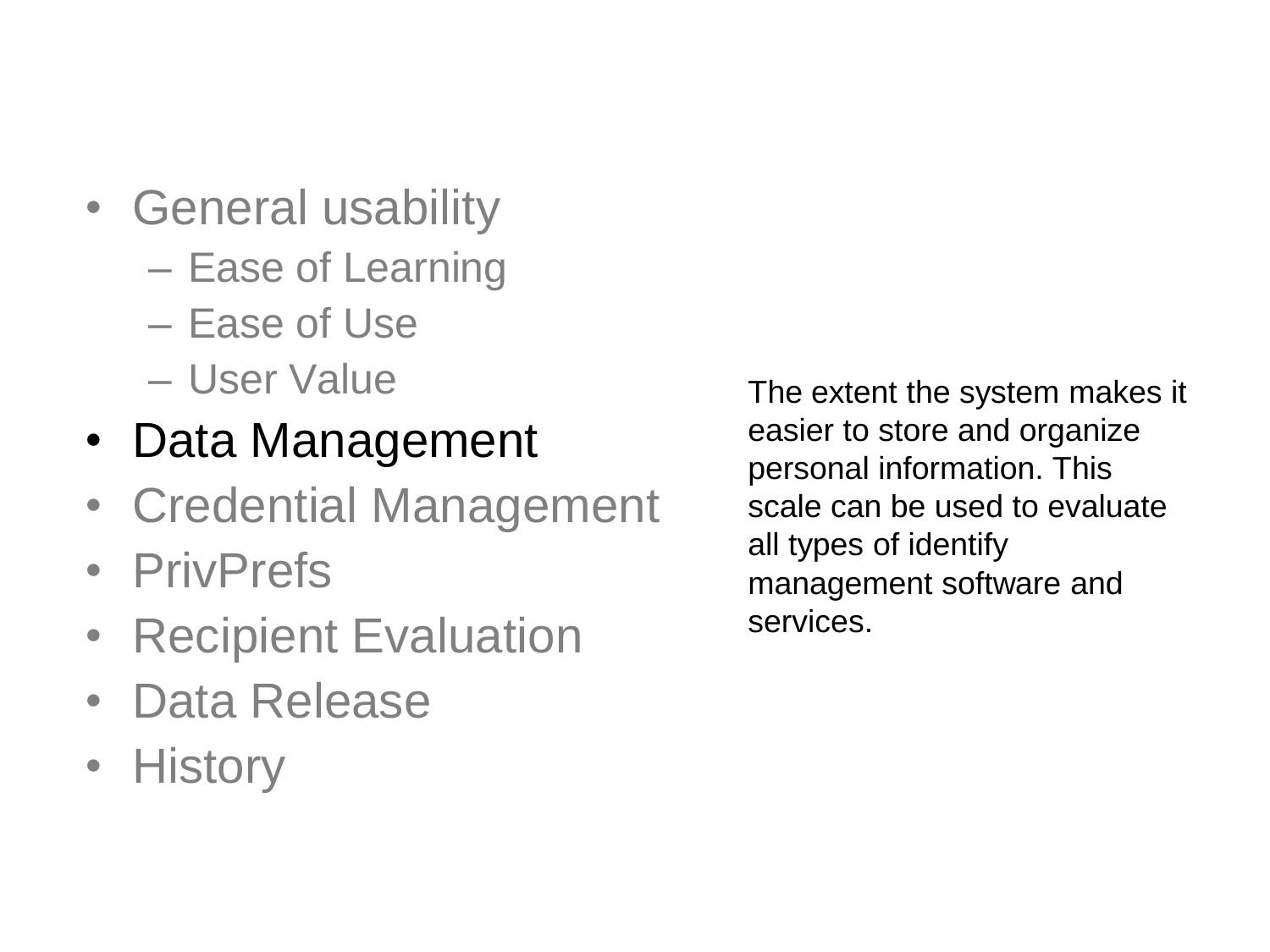- General usability
  - Ease of Learning
  - Ease of Use
  - User Value
- Data Management
- Credential Management
- PrivPrefs
- Recipient Evaluation
- Data Release
- History

The extent the system makes it easier to store and organize personal information. This scale can be used to evaluate all types of identify management software and services.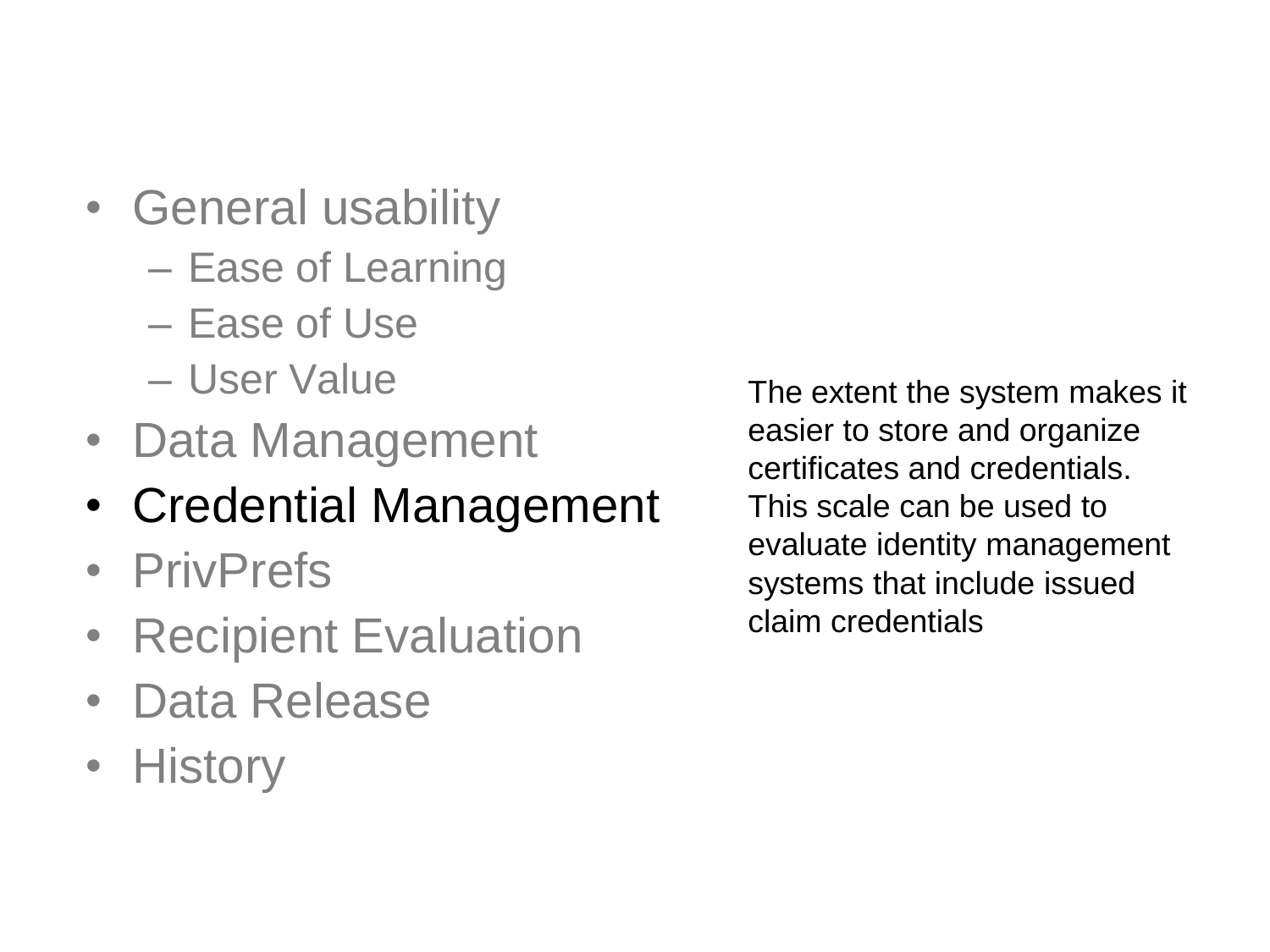- General usability
  - Ease of Learning
  - Ease of Use
  - User Value
- Data Management
- **Credential Management**
- PrivPrefs
- Recipient Evaluation
- Data Release
- History

The extent the system makes it easier to store and organize certificates and credentials. This scale can be used to evaluate identity management systems that include issued claim credentials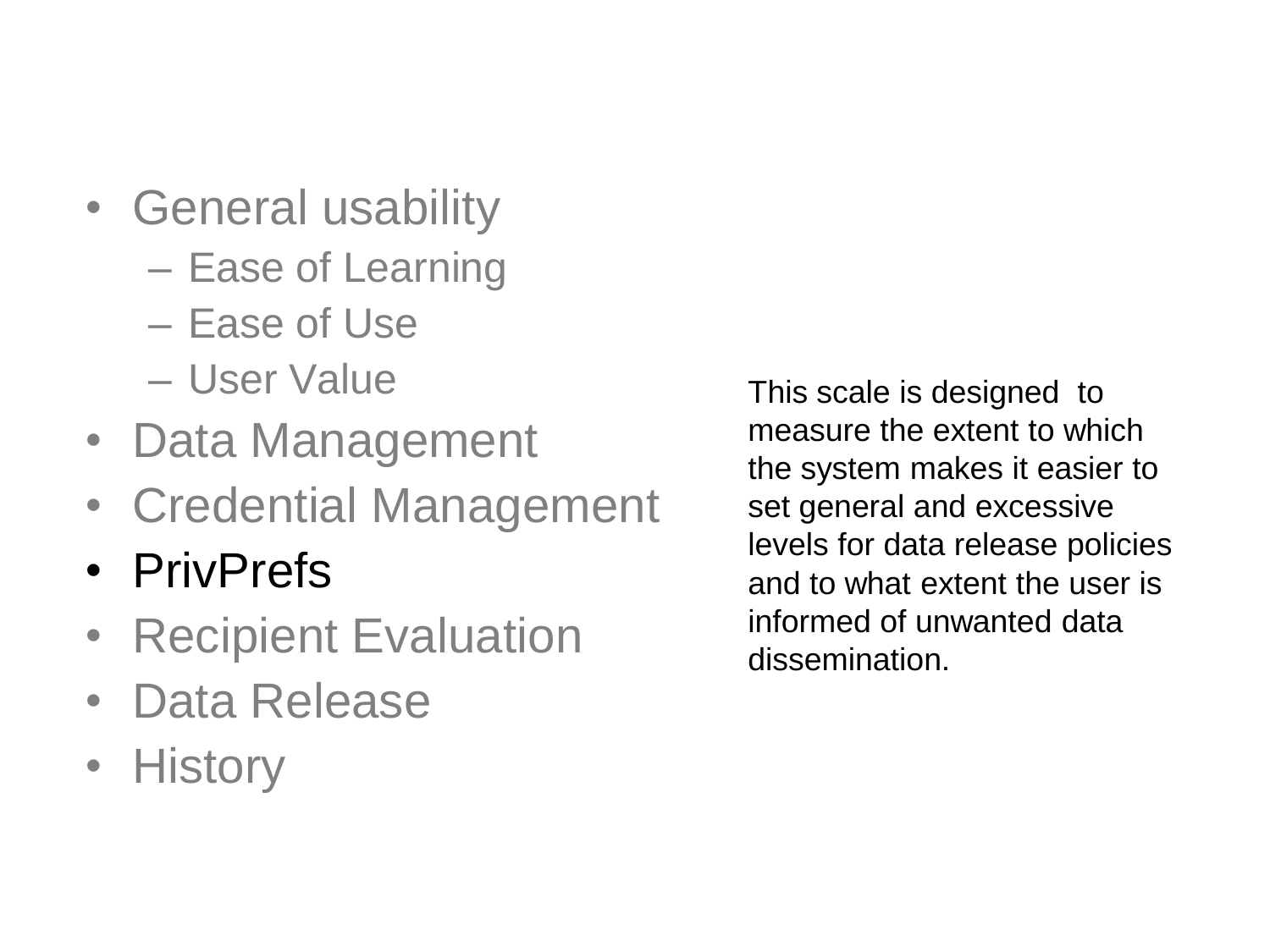- General usability
  - Ease of Learning
  - Ease of Use
  - User Value
- Data Management
- Credential Management
- PrivPrefs
- Recipient Evaluation
- Data Release
- History

This scale is designed to measure the extent to which the system makes it easier to set general and excessive levels for data release policies and to what extent the user is informed of unwanted data dissemination.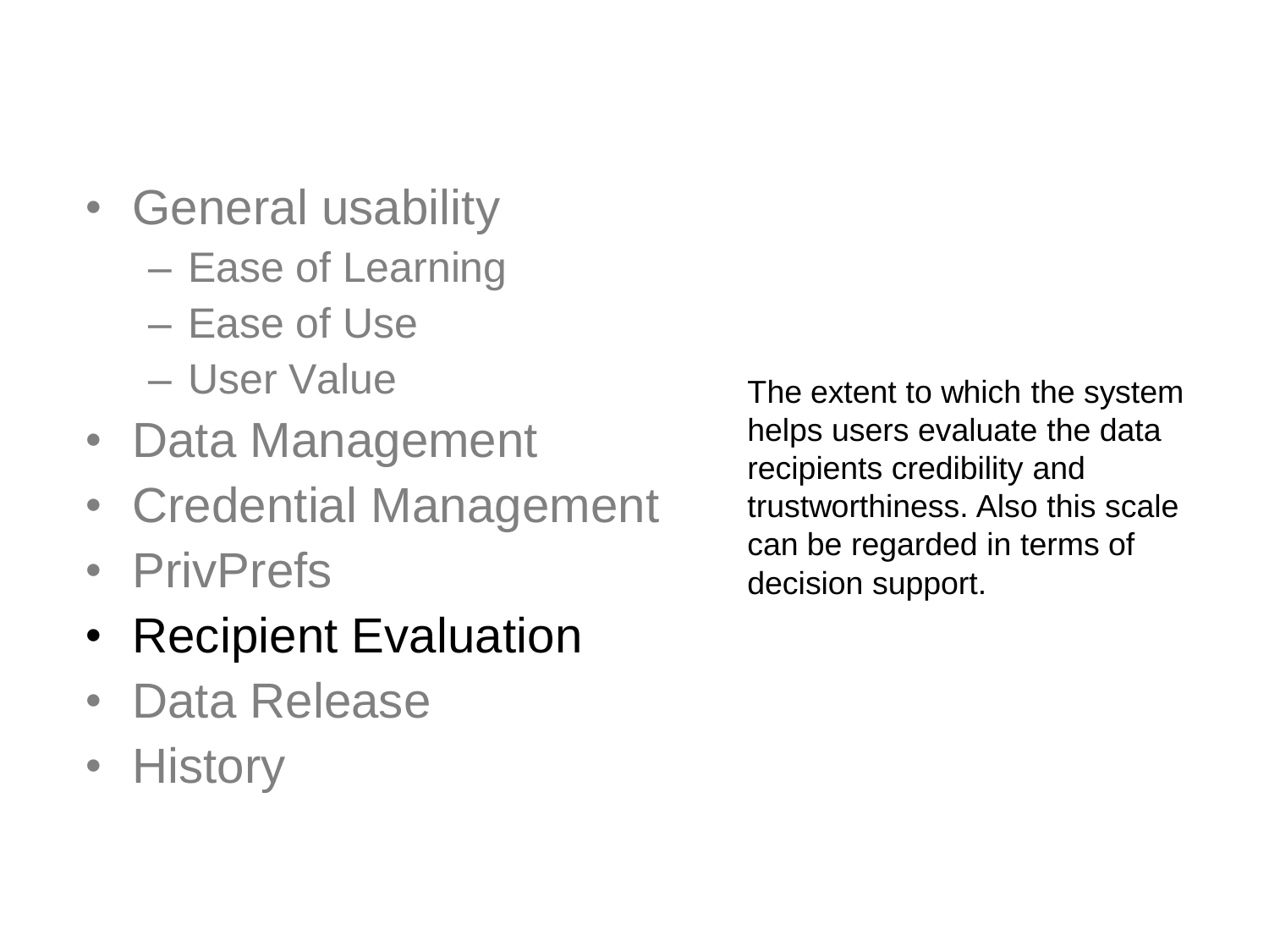- General usability
  - Ease of Learning
  - Ease of Use
  - User Value
- Data Management
- Credential Management
- PrivPrefs
- **Recipient Evaluation**
- Data Release
- History

The extent to which the system helps users evaluate the data recipients credibility and trustworthiness. Also this scale can be regarded in terms of decision support.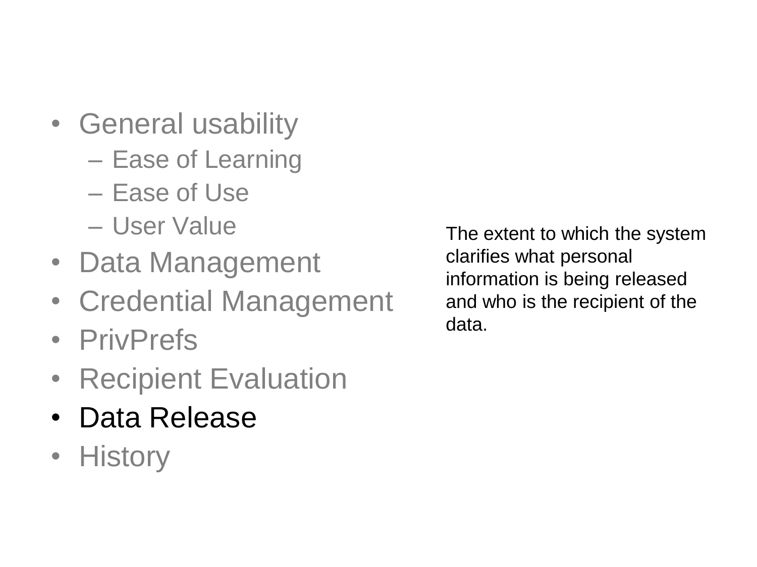- General usability
  - Ease of Learning
  - Ease of Use
  - User Value
- Data Management
- Credential Management
- PrivPrefs
- Recipient Evaluation
- **Data Release**
- History

The extent to which the system clarifies what personal information is being released and who is the recipient of the data.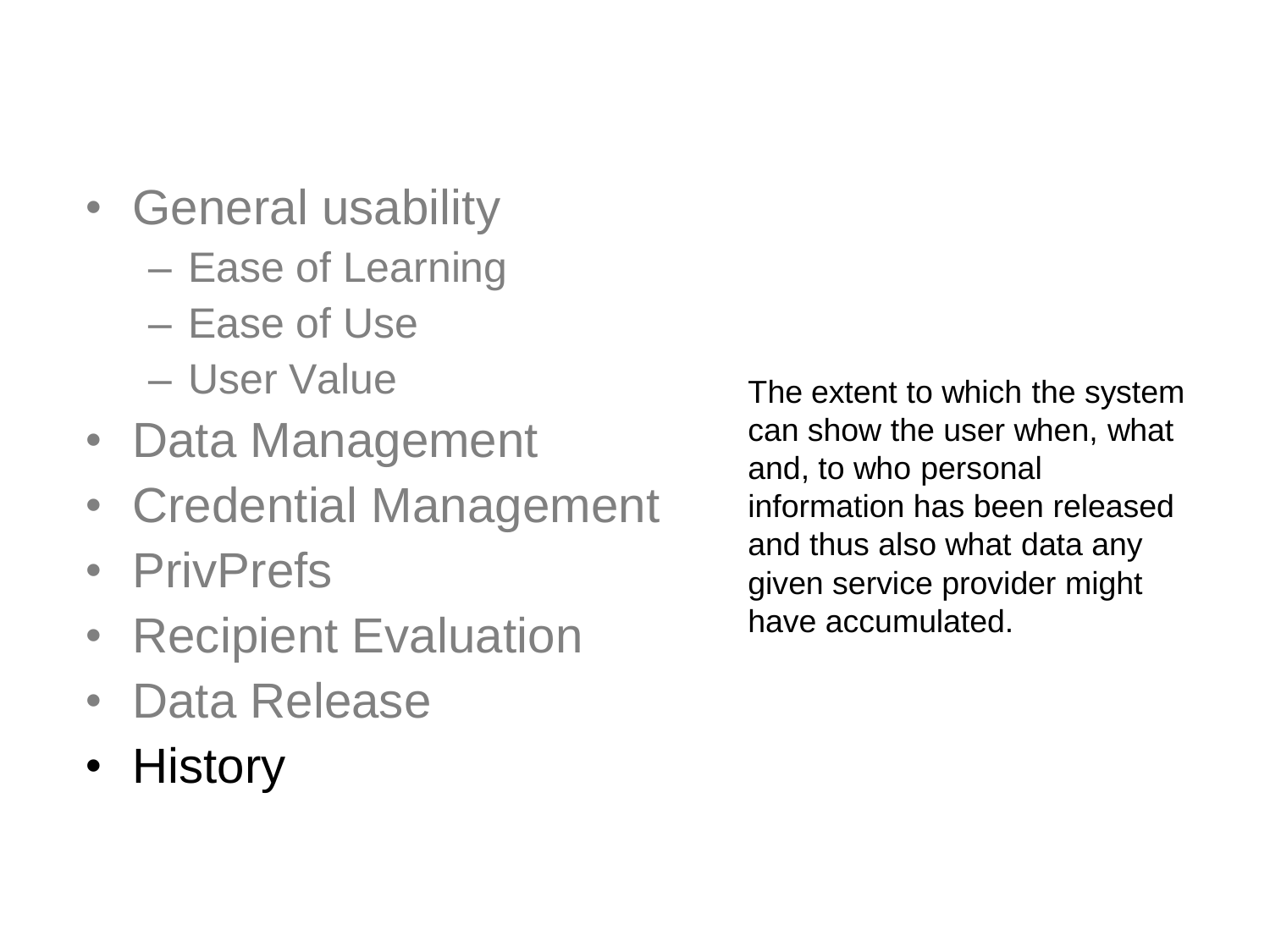- General usability
  - Ease of Learning
  - Ease of Use
  - User Value
- Data Management
- Credential Management
- PrivPrefs
- Recipient Evaluation
- Data Release
- History

The extent to which the system can show the user when, what and, to who personal information has been released and thus also what data any given service provider might have accumulated.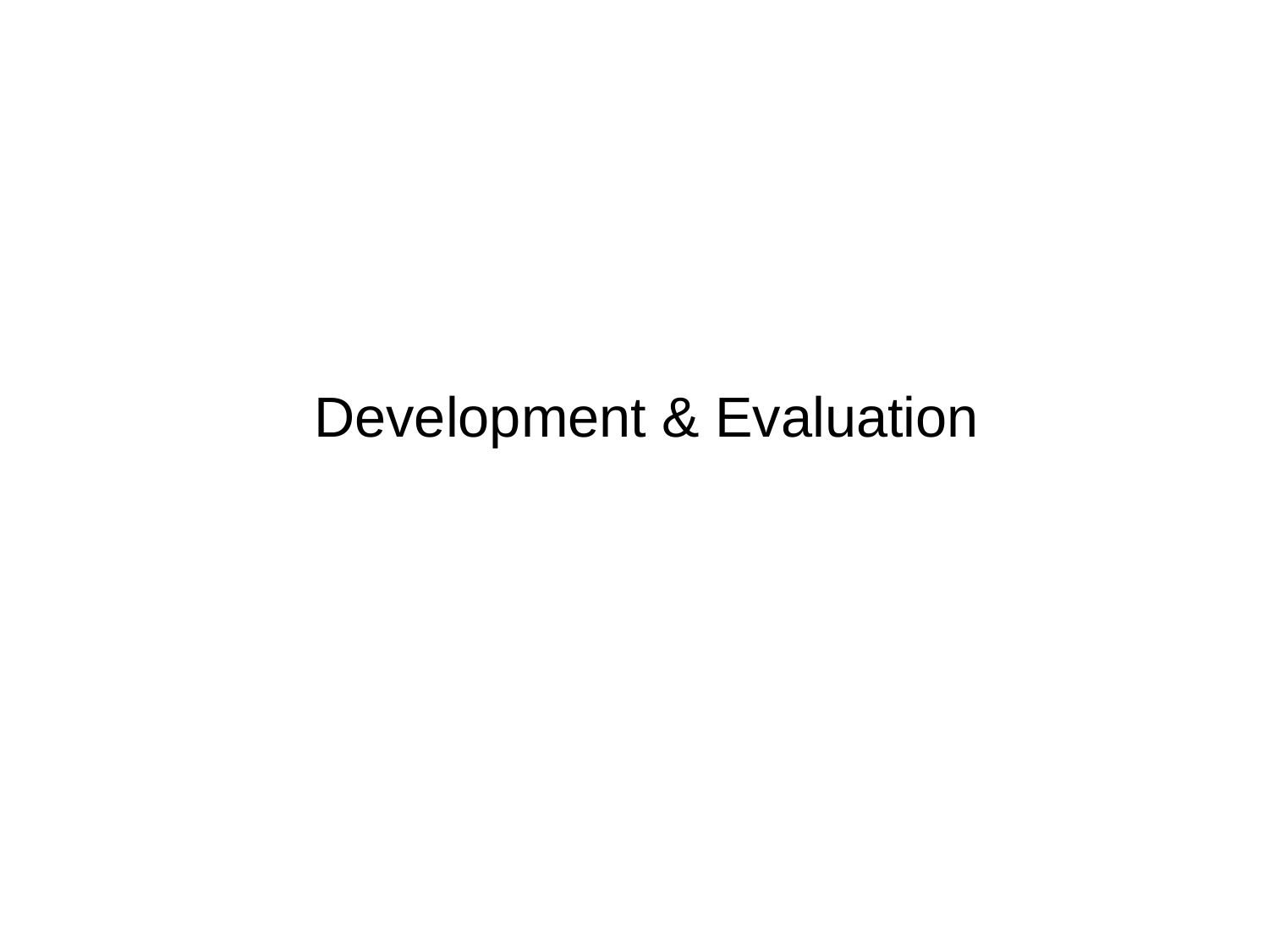# Development & Evaluation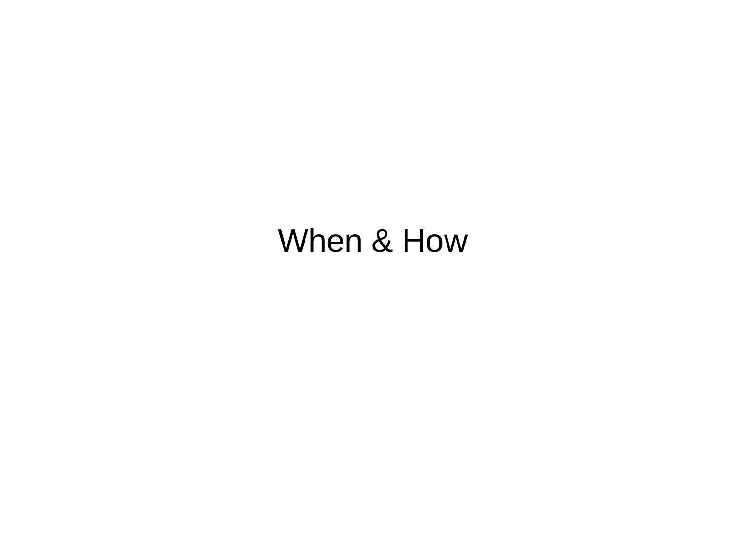# When & How